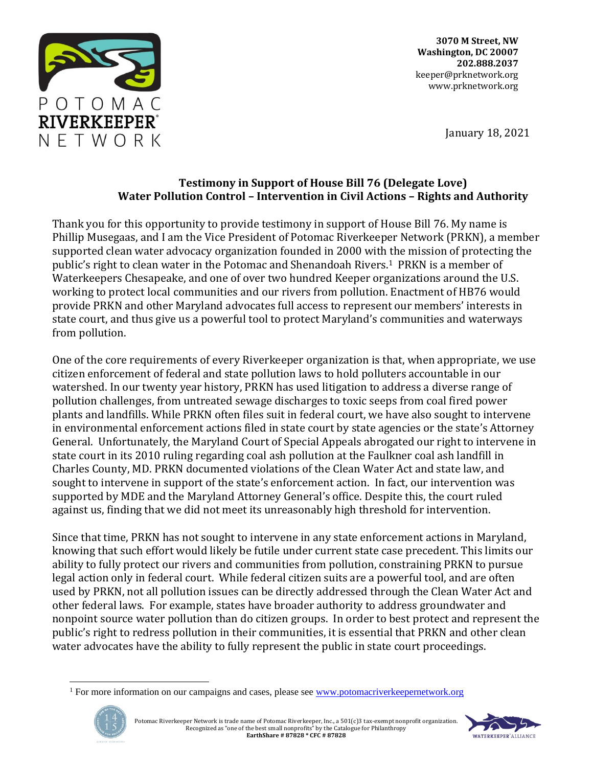POTOMAC **RIVERKEEPER®** NETWORK

**3070 M Street, NW**
**Washington, DC 20007**
**202.888.2037**
keeper@prknetwork.org
www.prknetwork.org

January 18, 2021

## Testimony in Support of House Bill 76 (Delegate Love)
## Water Pollution Control – Intervention in Civil Actions – Rights and Authority

Thank you for this opportunity to provide testimony in support of House Bill 76. My name is Phillip Musegaas, and I am the Vice President of Potomac Riverkeeper Network (PRKN), a member supported clean water advocacy organization founded in 2000 with the mission of protecting the public's right to clean water in the Potomac and Shenandoah Rivers.[1] PRKN is a member of Waterkeepers Chesapeake, and one of over two hundred Keeper organizations around the U.S. working to protect local communities and our rivers from pollution. Enactment of HB76 would provide PRKN and other Maryland advocates full access to represent our members' interests in state court, and thus give us a powerful tool to protect Maryland's communities and waterways from pollution.

One of the core requirements of every Riverkeeper organization is that, when appropriate, we use citizen enforcement of federal and state pollution laws to hold polluters accountable in our watershed. In our twenty year history, PRKN has used litigation to address a diverse range of pollution challenges, from untreated sewage discharges to toxic seeps from coal fired power plants and landfills. While PRKN often files suit in federal court, we have also sought to intervene in environmental enforcement actions filed in state court by state agencies or the state's Attorney General. Unfortunately, the Maryland Court of Special Appeals abrogated our right to intervene in state court in its 2010 ruling regarding coal ash pollution at the Faulkner coal ash landfill in Charles County, MD. PRKN documented violations of the Clean Water Act and state law, and sought to intervene in support of the state's enforcement action. In fact, our intervention was supported by MDE and the Maryland Attorney General's office. Despite this, the court ruled against us, finding that we did not meet its unreasonably high threshold for intervention.

Since that time, PRKN has not sought to intervene in any state enforcement actions in Maryland, knowing that such effort would likely be futile under current state case precedent. This limits our ability to fully protect our rivers and communities from pollution, constraining PRKN to pursue legal action only in federal court. While federal citizen suits are a powerful tool, and are often used by PRKN, not all pollution issues can be directly addressed through the Clean Water Act and other federal laws. For example, states have broader authority to address groundwater and nonpoint source water pollution than do citizen groups. In order to best protect and represent the public's right to redress pollution in their communities, it is essential that PRKN and other clean water advocates have the ability to fully represent the public in state court proceedings.

[1] For more information on our campaigns and cases, please see www.potomacriverkeepernetwork.org

Potomac Riverkeeper Network is trade name of Potomac Riverkeeper, Inc., a 501(c)3 tax-exempt nonprofit organization. Recognized as "one of the best small nonprofits" by the Catalogue for Philanthropy
**EarthShare # 87828 * CFC # 87828**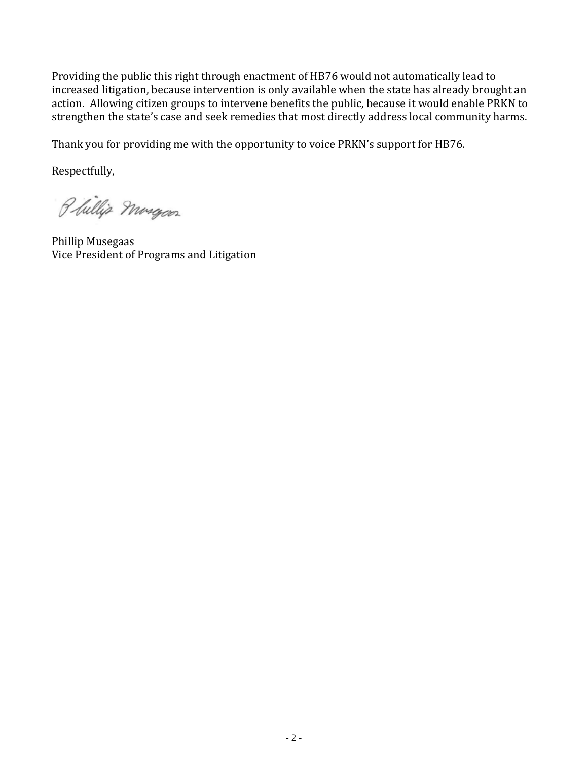Providing the public this right through enactment of HB76 would not automatically lead to increased litigation, because intervention is only available when the state has already brought an action. Allowing citizen groups to intervene benefits the public, because it would enable PRKN to strengthen the state's case and seek remedies that most directly address local community harms.

Thank you for providing me with the opportunity to voice PRKN's support for HB76.

Respectfully,

Phillip Musegaas
Vice President of Programs and Litigation